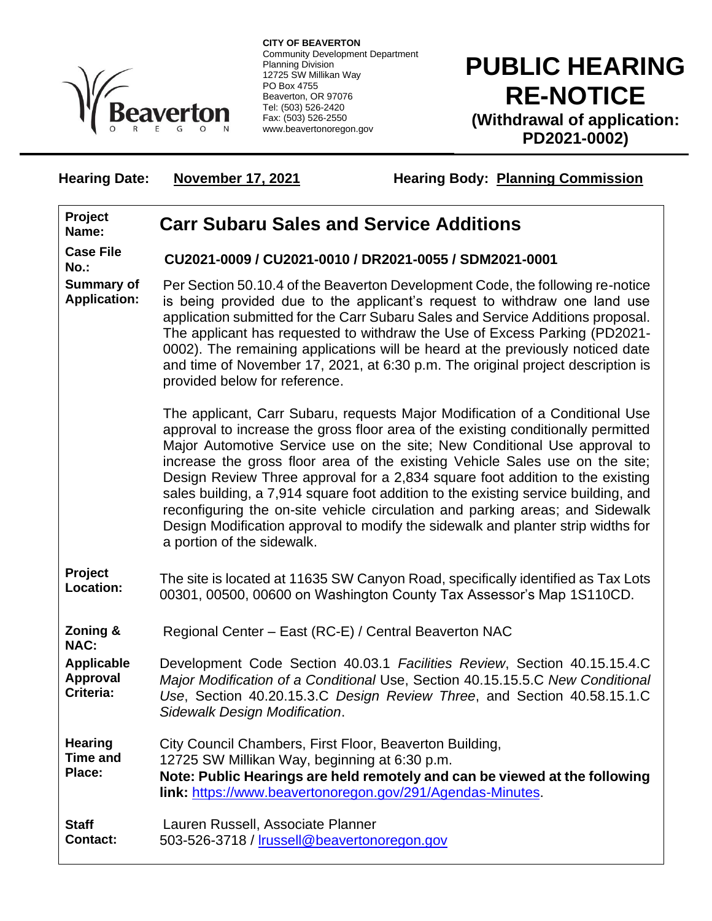**CITY OF BEAVERTON**
Community Development Department
Planning Division
12725 SW Millikan Way
PO Box 4755
Beaverton, OR 97076
Tel: (503) 526-2420
Fax: (503) 526-2550
www.beavertonoregon.gov

# PUBLIC HEARING RE-NOTICE

**(Withdrawal of application: PD2021-0002)**

**Hearing Date:** **November 17, 2021** **Hearing Body:** **Planning Commission**

| | |
|---|---|
| **Project Name:** | **Carr Subaru Sales and Service Additions** |
| **Case File No.:** | **CU2021-0009 / CU2021-0010 / DR2021-0055 / SDM2021-0001** |
| **Summary of Application:** | Per Section 50.10.4 of the Beaverton Development Code, the following re-notice is being provided due to the applicant's request to withdraw one land use application submitted for the Carr Subaru Sales and Service Additions proposal. The applicant has requested to withdraw the Use of Excess Parking (PD2021-0002). The remaining applications will be heard at the previously noticed date and time of November 17, 2021, at 6:30 p.m. The original project description is provided below for reference.<br><br>The applicant, Carr Subaru, requests Major Modification of a Conditional Use approval to increase the gross floor area of the existing conditionally permitted Major Automotive Service use on the site; New Conditional Use approval to increase the gross floor area of the existing Vehicle Sales use on the site; Design Review Three approval for a 2,834 square foot addition to the existing sales building, a 7,914 square foot addition to the existing service building, and reconfiguring the on-site vehicle circulation and parking areas; and Sidewalk Design Modification approval to modify the sidewalk and planter strip widths for a portion of the sidewalk. |
| **Project Location:** | The site is located at 11635 SW Canyon Road, specifically identified as Tax Lots 00301, 00500, 00600 on Washington County Tax Assessor's Map 1S110CD. |
| **Zoning & NAC:** | Regional Center – East (RC-E) / Central Beaverton NAC |
| **Applicable Approval Criteria:** | Development Code Section 40.03.1 *Facilities Review*, Section 40.15.15.4.C *Major Modification of a Conditional* Use, Section 40.15.15.5.C *New Conditional Use*, Section 40.20.15.3.C *Design Review Three*, and Section 40.58.15.1.C *Sidewalk Design Modification*. |
| **Hearing Time and Place:** | City Council Chambers, First Floor, Beaverton Building, 12725 SW Millikan Way, beginning at 6:30 p.m.<br>**Note: Public Hearings are held remotely and can be viewed at the following link:** https://www.beavertonoregon.gov/291/Agendas-Minutes. |
| **Staff Contact:** | Lauren Russell, Associate Planner<br>503-526-3718 / lrussell@beavertonoregon.gov |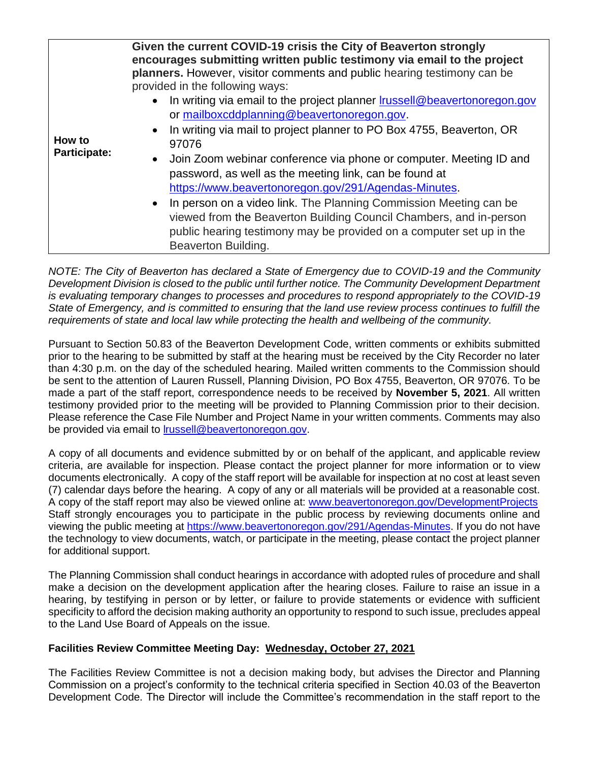| How to Participate: | **Given the current COVID-19 crisis the City of Beaverton strongly encourages submitting written public testimony via email to the project planners.** However, visitor comments and public hearing testimony can be provided in the following ways:<br>• In writing via email to the project planner lrussell@beavertonoregon.gov or mailboxcddplanning@beavertonoregon.gov.<br>• In writing via mail to project planner to PO Box 4755, Beaverton, OR 97076<br>• Join Zoom webinar conference via phone or computer. Meeting ID and password, as well as the meeting link, can be found at https://www.beavertonoregon.gov/291/Agendas-Minutes.<br>• In person on a video link. The Planning Commission Meeting can be viewed from the Beaverton Building Council Chambers, and in-person public hearing testimony may be provided on a computer set up in the Beaverton Building. |
|---|---|

*NOTE: The City of Beaverton has declared a State of Emergency due to COVID-19 and the Community Development Division is closed to the public until further notice. The Community Development Department is evaluating temporary changes to processes and procedures to respond appropriately to the COVID-19 State of Emergency, and is committed to ensuring that the land use review process continues to fulfill the requirements of state and local law while protecting the health and wellbeing of the community.*

Pursuant to Section 50.83 of the Beaverton Development Code, written comments or exhibits submitted prior to the hearing to be submitted by staff at the hearing must be received by the City Recorder no later than 4:30 p.m. on the day of the scheduled hearing. Mailed written comments to the Commission should be sent to the attention of Lauren Russell, Planning Division, PO Box 4755, Beaverton, OR 97076. To be made a part of the staff report, correspondence needs to be received by **November 5, 2021**. All written testimony provided prior to the meeting will be provided to Planning Commission prior to their decision. Please reference the Case File Number and Project Name in your written comments. Comments may also be provided via email to lrussell@beavertonoregon.gov.

A copy of all documents and evidence submitted by or on behalf of the applicant, and applicable review criteria, are available for inspection. Please contact the project planner for more information or to view documents electronically. A copy of the staff report will be available for inspection at no cost at least seven (7) calendar days before the hearing. A copy of any or all materials will be provided at a reasonable cost. A copy of the staff report may also be viewed online at: www.beavertonoregon.gov/DevelopmentProjects Staff strongly encourages you to participate in the public process by reviewing documents online and viewing the public meeting at https://www.beavertonoregon.gov/291/Agendas-Minutes. If you do not have the technology to view documents, watch, or participate in the meeting, please contact the project planner for additional support.

The Planning Commission shall conduct hearings in accordance with adopted rules of procedure and shall make a decision on the development application after the hearing closes. Failure to raise an issue in a hearing, by testifying in person or by letter, or failure to provide statements or evidence with sufficient specificity to afford the decision making authority an opportunity to respond to such issue, precludes appeal to the Land Use Board of Appeals on the issue.

**Facilities Review Committee Meeting Day: Wednesday, October 27, 2021**

The Facilities Review Committee is not a decision making body, but advises the Director and Planning Commission on a project's conformity to the technical criteria specified in Section 40.03 of the Beaverton Development Code. The Director will include the Committee's recommendation in the staff report to the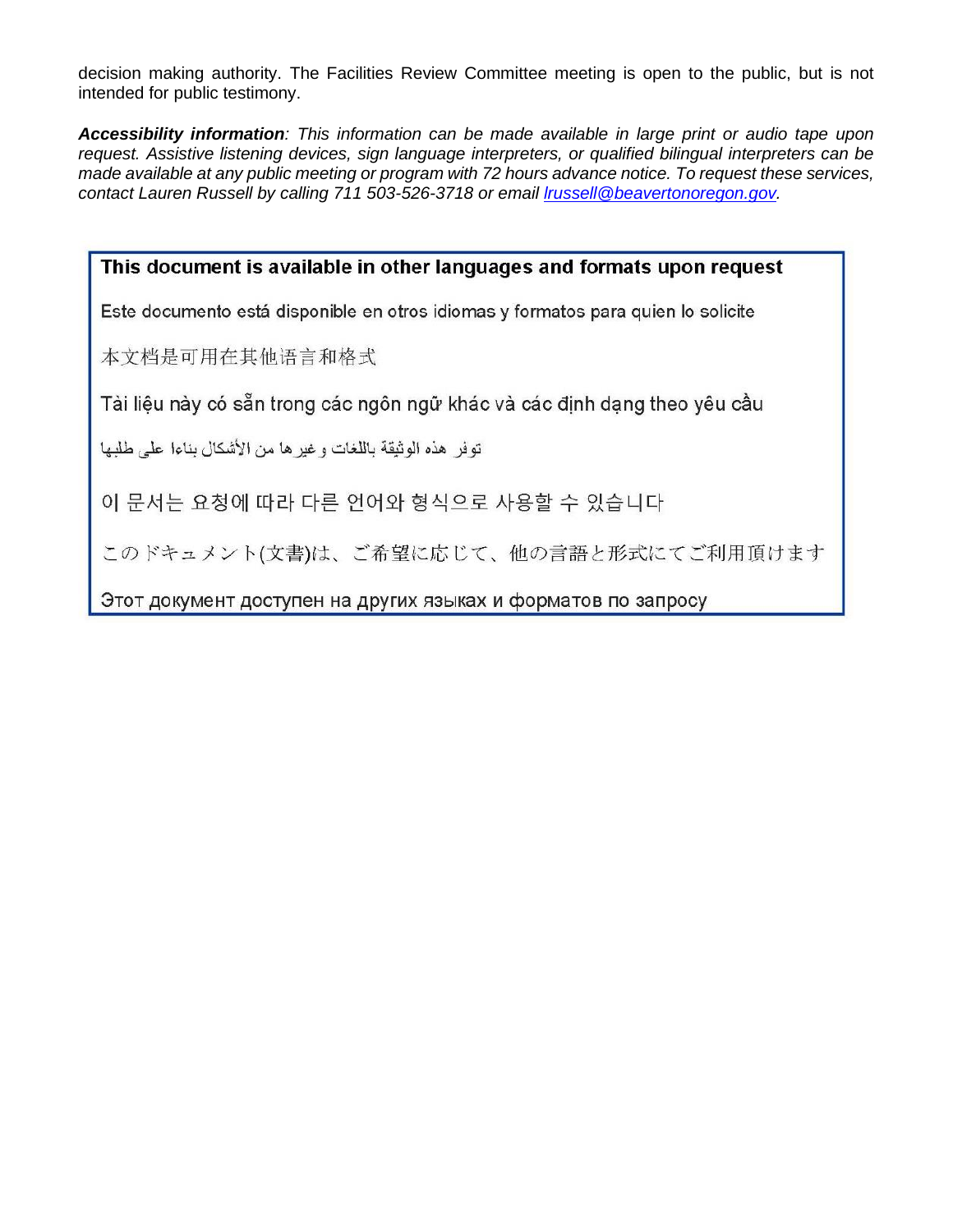decision making authority. The Facilities Review Committee meeting is open to the public, but is not intended for public testimony.

***Accessibility information****: This information can be made available in large print or audio tape upon request. Assistive listening devices, sign language interpreters, or qualified bilingual interpreters can be made available at any public meeting or program with 72 hours advance notice. To request these services, contact Lauren Russell by calling 711 503-526-3718 or email [lrussell@beavertonoregon.gov](mailto:lrussell@beavertonoregon.gov).*

**This document is available in other languages and formats upon request**

Este documento está disponible en otros idiomas y formatos para quien lo solicite

本文档是可用在其他语言和格式

Tài liệu này có sẵn trong các ngôn ngữ khác và các định dạng theo yêu cầu

توفر هذه الوثيقة باللغات وغيرها من الأشكال بناءا على طلبها

이 문서는 요청에 따라 다른 언어와 형식으로 사용할 수 있습니다

このドキュメント(文書)は、ご希望に応じて、他の言語と形式にてご利用頂けます

Этот документ доступен на других языках и форматов по запросу